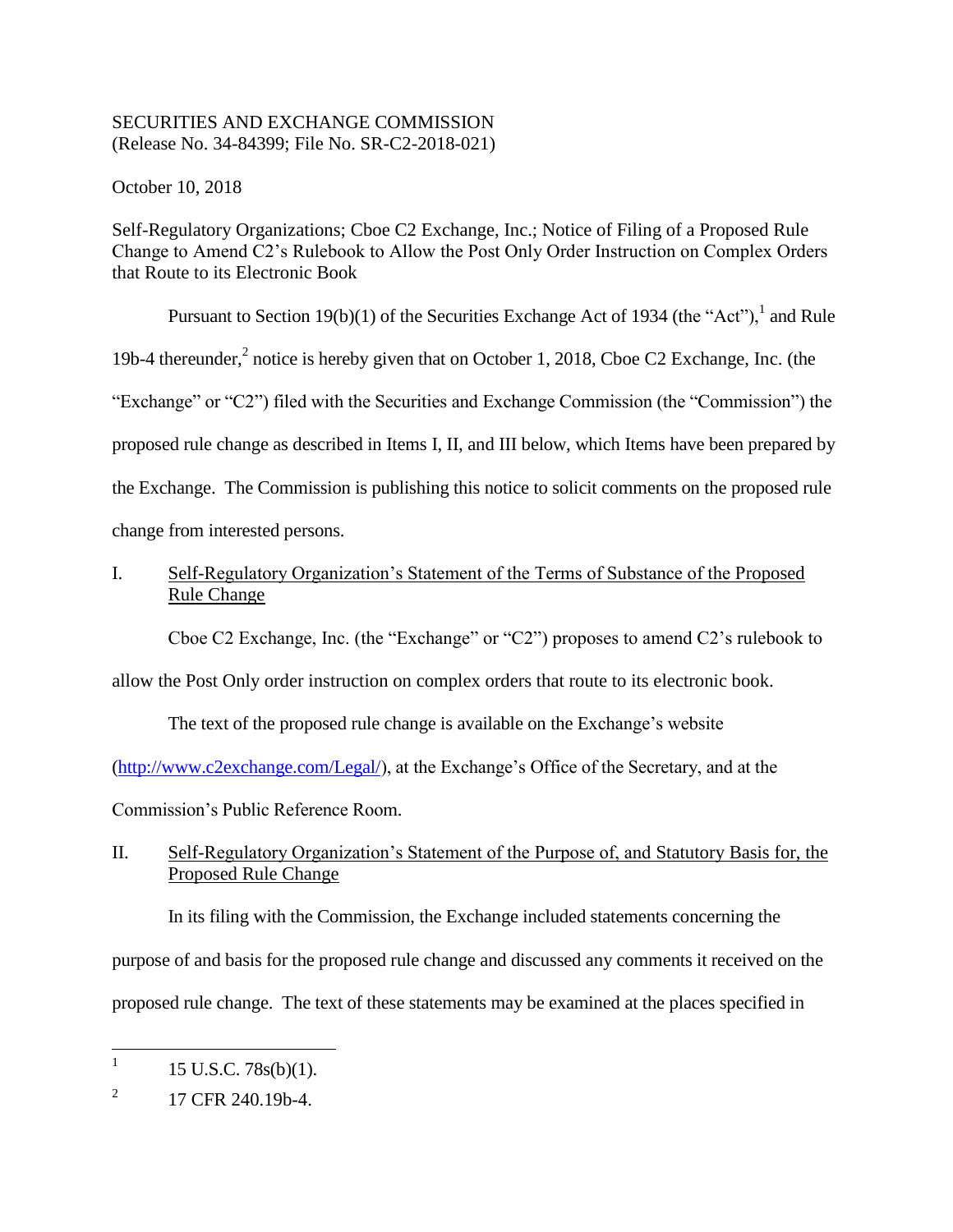SECURITIES AND EXCHANGE COMMISSION
(Release No. 34-84399; File No. SR-C2-2018-021)

October 10, 2018

Self-Regulatory Organizations; Cboe C2 Exchange, Inc.; Notice of Filing of a Proposed Rule Change to Amend C2's Rulebook to Allow the Post Only Order Instruction on Complex Orders that Route to its Electronic Book

Pursuant to Section 19(b)(1) of the Securities Exchange Act of 1934 (the "Act"),[1] and Rule 19b-4 thereunder,[2] notice is hereby given that on October 1, 2018, Cboe C2 Exchange, Inc. (the "Exchange" or "C2") filed with the Securities and Exchange Commission (the "Commission") the proposed rule change as described in Items I, II, and III below, which Items have been prepared by the Exchange. The Commission is publishing this notice to solicit comments on the proposed rule change from interested persons.

I. Self-Regulatory Organization's Statement of the Terms of Substance of the Proposed Rule Change

Cboe C2 Exchange, Inc. (the "Exchange" or "C2") proposes to amend C2's rulebook to allow the Post Only order instruction on complex orders that route to its electronic book.

The text of the proposed rule change is available on the Exchange's website (http://www.c2exchange.com/Legal/), at the Exchange's Office of the Secretary, and at the Commission's Public Reference Room.

II. Self-Regulatory Organization's Statement of the Purpose of, and Statutory Basis for, the Proposed Rule Change

In its filing with the Commission, the Exchange included statements concerning the purpose of and basis for the proposed rule change and discussed any comments it received on the proposed rule change. The text of these statements may be examined at the places specified in

---

[1] 15 U.S.C. 78s(b)(1).

[2] 17 CFR 240.19b-4.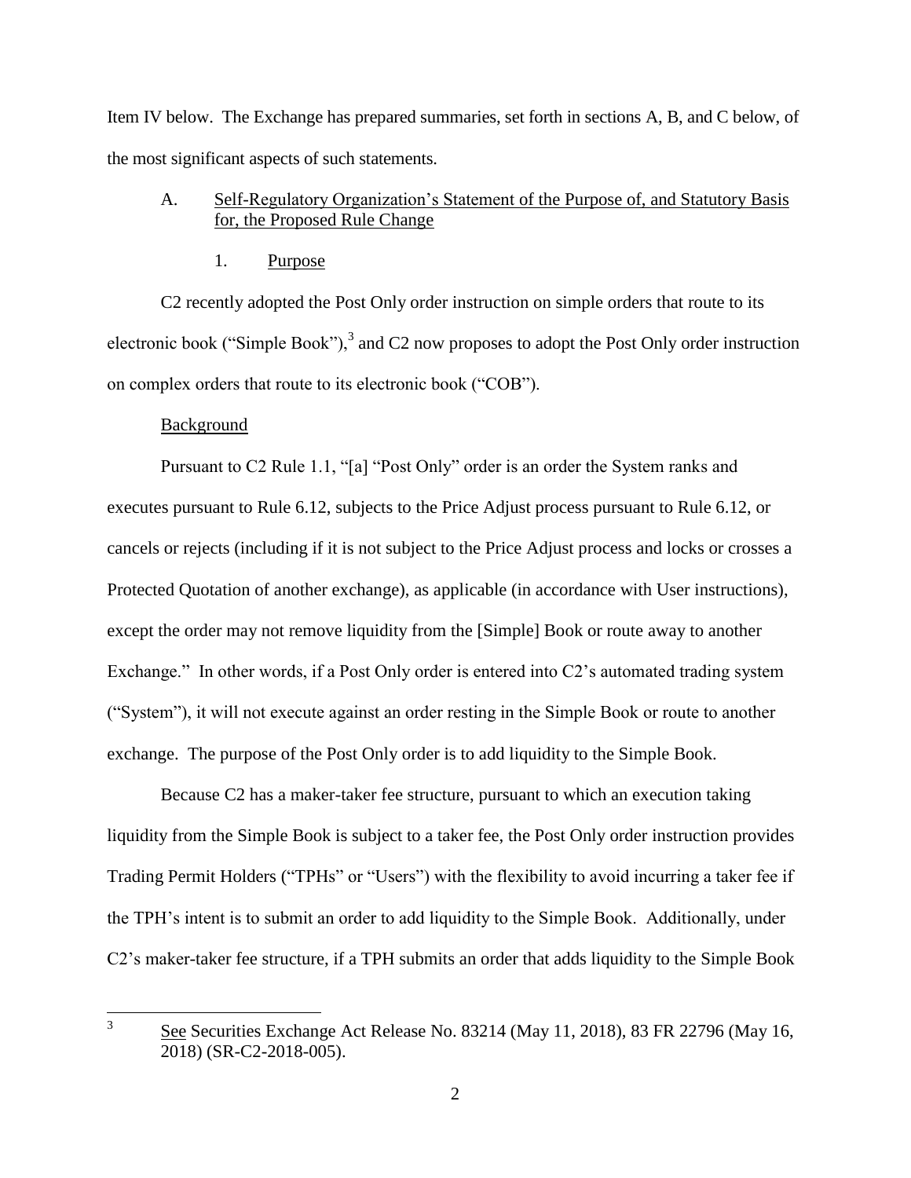Item IV below. The Exchange has prepared summaries, set forth in sections A, B, and C below, of the most significant aspects of such statements.

A. Self-Regulatory Organization's Statement of the Purpose of, and Statutory Basis for, the Proposed Rule Change

1. Purpose

C2 recently adopted the Post Only order instruction on simple orders that route to its electronic book ("Simple Book"),[3] and C2 now proposes to adopt the Post Only order instruction on complex orders that route to its electronic book ("COB").

Background

Pursuant to C2 Rule 1.1, "[a] "Post Only" order is an order the System ranks and executes pursuant to Rule 6.12, subjects to the Price Adjust process pursuant to Rule 6.12, or cancels or rejects (including if it is not subject to the Price Adjust process and locks or crosses a Protected Quotation of another exchange), as applicable (in accordance with User instructions), except the order may not remove liquidity from the [Simple] Book or route away to another Exchange." In other words, if a Post Only order is entered into C2's automated trading system ("System"), it will not execute against an order resting in the Simple Book or route to another exchange. The purpose of the Post Only order is to add liquidity to the Simple Book.

Because C2 has a maker-taker fee structure, pursuant to which an execution taking liquidity from the Simple Book is subject to a taker fee, the Post Only order instruction provides Trading Permit Holders ("TPHs" or "Users") with the flexibility to avoid incurring a taker fee if the TPH's intent is to submit an order to add liquidity to the Simple Book. Additionally, under C2's maker-taker fee structure, if a TPH submits an order that adds liquidity to the Simple Book

[3] See Securities Exchange Act Release No. 83214 (May 11, 2018), 83 FR 22796 (May 16, 2018) (SR-C2-2018-005).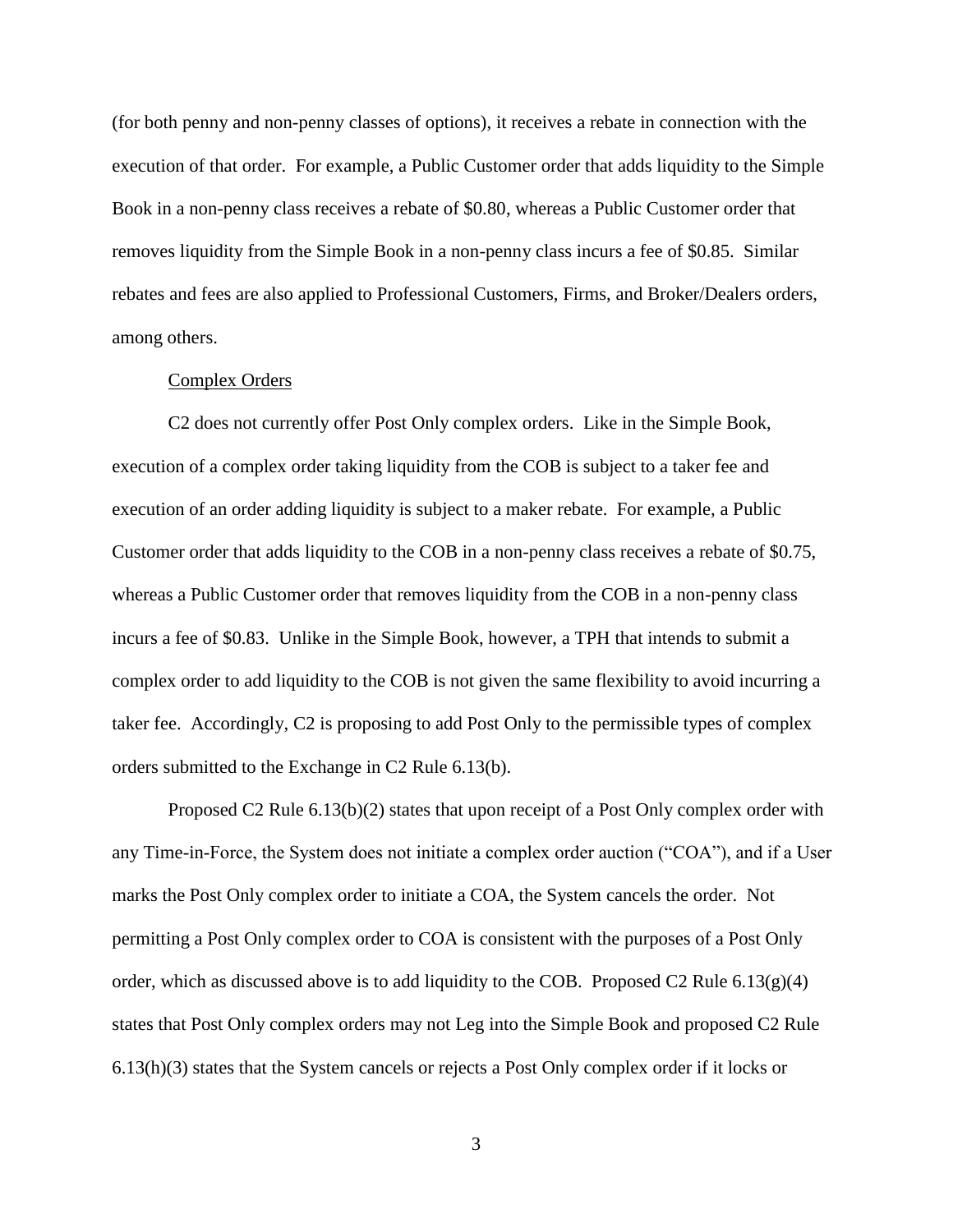(for both penny and non-penny classes of options), it receives a rebate in connection with the execution of that order. For example, a Public Customer order that adds liquidity to the Simple Book in a non-penny class receives a rebate of $0.80, whereas a Public Customer order that removes liquidity from the Simple Book in a non-penny class incurs a fee of $0.85. Similar rebates and fees are also applied to Professional Customers, Firms, and Broker/Dealers orders, among others.

Complex Orders

C2 does not currently offer Post Only complex orders. Like in the Simple Book, execution of a complex order taking liquidity from the COB is subject to a taker fee and execution of an order adding liquidity is subject to a maker rebate. For example, a Public Customer order that adds liquidity to the COB in a non-penny class receives a rebate of $0.75, whereas a Public Customer order that removes liquidity from the COB in a non-penny class incurs a fee of $0.83. Unlike in the Simple Book, however, a TPH that intends to submit a complex order to add liquidity to the COB is not given the same flexibility to avoid incurring a taker fee. Accordingly, C2 is proposing to add Post Only to the permissible types of complex orders submitted to the Exchange in C2 Rule 6.13(b).

Proposed C2 Rule 6.13(b)(2) states that upon receipt of a Post Only complex order with any Time-in-Force, the System does not initiate a complex order auction ("COA"), and if a User marks the Post Only complex order to initiate a COA, the System cancels the order. Not permitting a Post Only complex order to COA is consistent with the purposes of a Post Only order, which as discussed above is to add liquidity to the COB. Proposed C2 Rule 6.13(g)(4) states that Post Only complex orders may not Leg into the Simple Book and proposed C2 Rule 6.13(h)(3) states that the System cancels or rejects a Post Only complex order if it locks or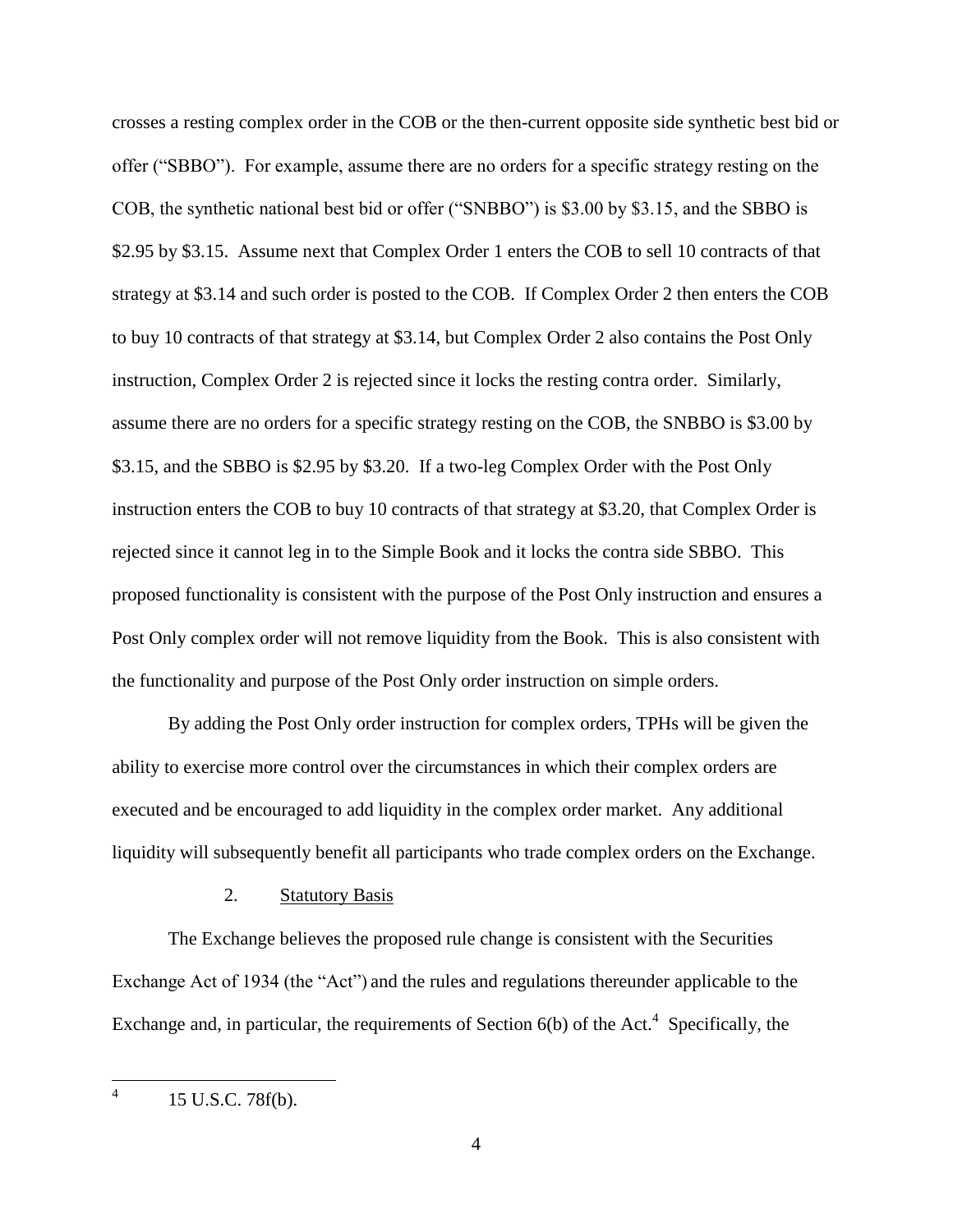crosses a resting complex order in the COB or the then-current opposite side synthetic best bid or offer ("SBBO"). For example, assume there are no orders for a specific strategy resting on the COB, the synthetic national best bid or offer ("SNBBO") is $3.00 by $3.15, and the SBBO is $2.95 by $3.15. Assume next that Complex Order 1 enters the COB to sell 10 contracts of that strategy at $3.14 and such order is posted to the COB. If Complex Order 2 then enters the COB to buy 10 contracts of that strategy at $3.14, but Complex Order 2 also contains the Post Only instruction, Complex Order 2 is rejected since it locks the resting contra order. Similarly, assume there are no orders for a specific strategy resting on the COB, the SNBBO is $3.00 by $3.15, and the SBBO is $2.95 by $3.20. If a two-leg Complex Order with the Post Only instruction enters the COB to buy 10 contracts of that strategy at $3.20, that Complex Order is rejected since it cannot leg in to the Simple Book and it locks the contra side SBBO. This proposed functionality is consistent with the purpose of the Post Only instruction and ensures a Post Only complex order will not remove liquidity from the Book. This is also consistent with the functionality and purpose of the Post Only order instruction on simple orders.

By adding the Post Only order instruction for complex orders, TPHs will be given the ability to exercise more control over the circumstances in which their complex orders are executed and be encouraged to add liquidity in the complex order market. Any additional liquidity will subsequently benefit all participants who trade complex orders on the Exchange.

2. Statutory Basis

The Exchange believes the proposed rule change is consistent with the Securities Exchange Act of 1934 (the "Act") and the rules and regulations thereunder applicable to the Exchange and, in particular, the requirements of Section 6(b) of the Act.[4] Specifically, the

[4] 15 U.S.C. 78f(b).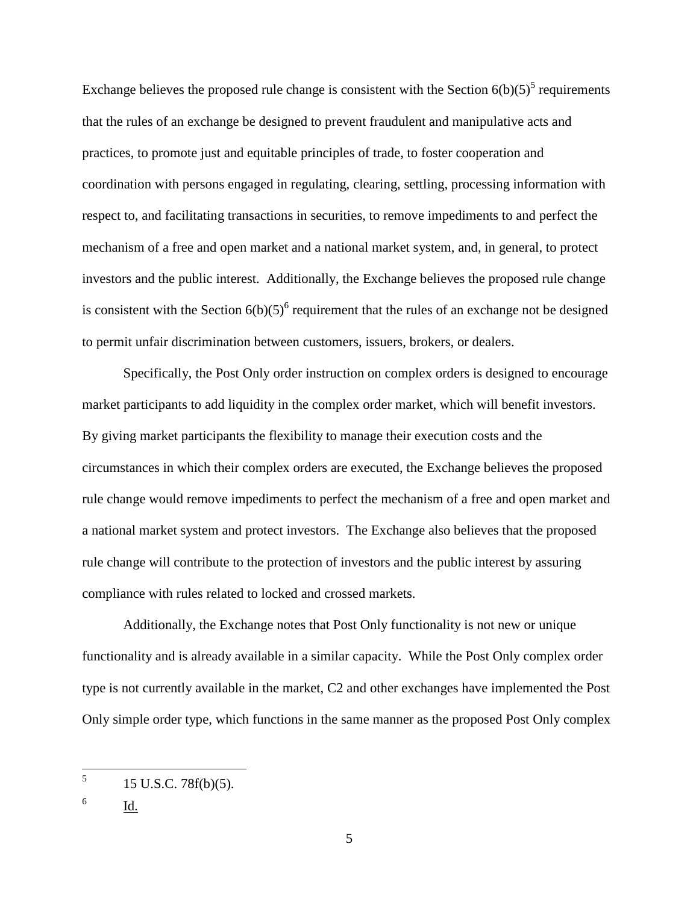Exchange believes the proposed rule change is consistent with the Section 6(b)(5)[5] requirements that the rules of an exchange be designed to prevent fraudulent and manipulative acts and practices, to promote just and equitable principles of trade, to foster cooperation and coordination with persons engaged in regulating, clearing, settling, processing information with respect to, and facilitating transactions in securities, to remove impediments to and perfect the mechanism of a free and open market and a national market system, and, in general, to protect investors and the public interest. Additionally, the Exchange believes the proposed rule change is consistent with the Section 6(b)(5)[6] requirement that the rules of an exchange not be designed to permit unfair discrimination between customers, issuers, brokers, or dealers.

Specifically, the Post Only order instruction on complex orders is designed to encourage market participants to add liquidity in the complex order market, which will benefit investors. By giving market participants the flexibility to manage their execution costs and the circumstances in which their complex orders are executed, the Exchange believes the proposed rule change would remove impediments to perfect the mechanism of a free and open market and a national market system and protect investors. The Exchange also believes that the proposed rule change will contribute to the protection of investors and the public interest by assuring compliance with rules related to locked and crossed markets.

Additionally, the Exchange notes that Post Only functionality is not new or unique functionality and is already available in a similar capacity. While the Post Only complex order type is not currently available in the market, C2 and other exchanges have implemented the Post Only simple order type, which functions in the same manner as the proposed Post Only complex

---

[5] 15 U.S.C. 78f(b)(5).

[6] Id.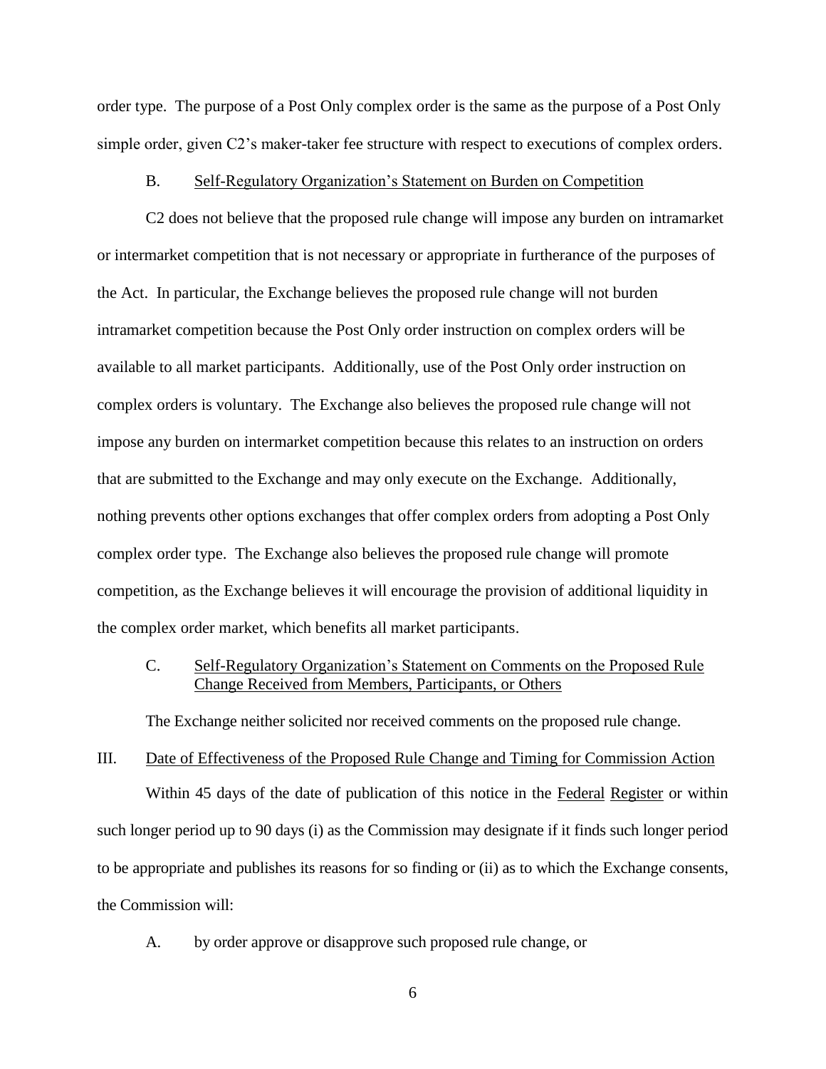order type. The purpose of a Post Only complex order is the same as the purpose of a Post Only simple order, given C2's maker-taker fee structure with respect to executions of complex orders.

B. Self-Regulatory Organization's Statement on Burden on Competition

C2 does not believe that the proposed rule change will impose any burden on intramarket or intermarket competition that is not necessary or appropriate in furtherance of the purposes of the Act. In particular, the Exchange believes the proposed rule change will not burden intramarket competition because the Post Only order instruction on complex orders will be available to all market participants. Additionally, use of the Post Only order instruction on complex orders is voluntary. The Exchange also believes the proposed rule change will not impose any burden on intermarket competition because this relates to an instruction on orders that are submitted to the Exchange and may only execute on the Exchange. Additionally, nothing prevents other options exchanges that offer complex orders from adopting a Post Only complex order type. The Exchange also believes the proposed rule change will promote competition, as the Exchange believes it will encourage the provision of additional liquidity in the complex order market, which benefits all market participants.

C. Self-Regulatory Organization's Statement on Comments on the Proposed Rule Change Received from Members, Participants, or Others

The Exchange neither solicited nor received comments on the proposed rule change.

III. Date of Effectiveness of the Proposed Rule Change and Timing for Commission Action

Within 45 days of the date of publication of this notice in the Federal Register or within such longer period up to 90 days (i) as the Commission may designate if it finds such longer period to be appropriate and publishes its reasons for so finding or (ii) as to which the Exchange consents, the Commission will:

A. by order approve or disapprove such proposed rule change, or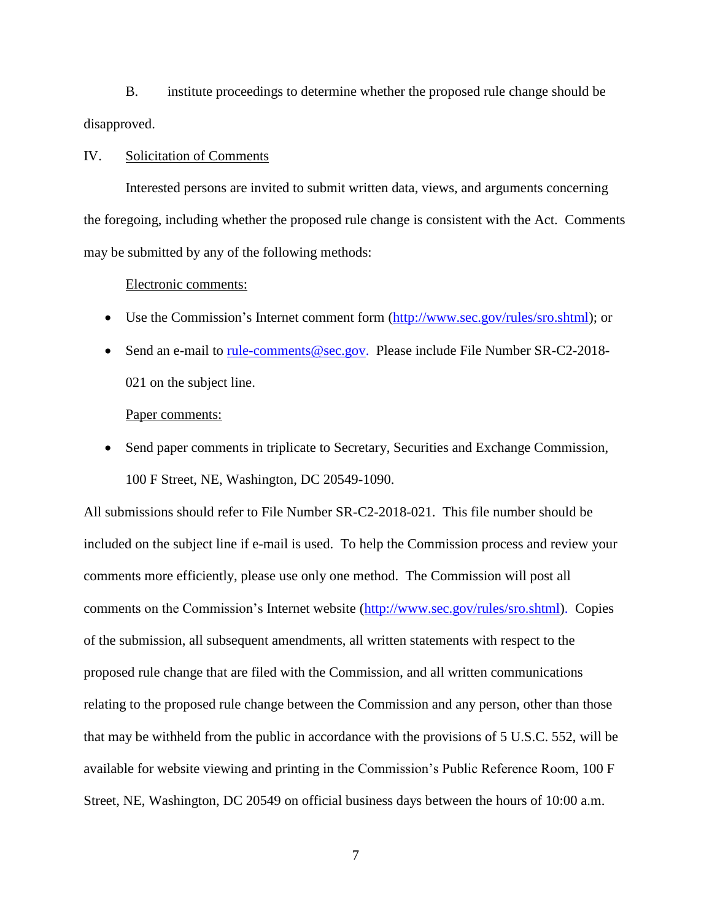B. institute proceedings to determine whether the proposed rule change should be disapproved.

IV. Solicitation of Comments

Interested persons are invited to submit written data, views, and arguments concerning the foregoing, including whether the proposed rule change is consistent with the Act. Comments may be submitted by any of the following methods:

Electronic comments:

- Use the Commission's Internet comment form (http://www.sec.gov/rules/sro.shtml); or
- Send an e-mail to rule-comments@sec.gov. Please include File Number SR-C2-2018-021 on the subject line.

Paper comments:

- Send paper comments in triplicate to Secretary, Securities and Exchange Commission, 100 F Street, NE, Washington, DC 20549-1090.

All submissions should refer to File Number SR-C2-2018-021. This file number should be included on the subject line if e-mail is used. To help the Commission process and review your comments more efficiently, please use only one method. The Commission will post all comments on the Commission's Internet website (http://www.sec.gov/rules/sro.shtml). Copies of the submission, all subsequent amendments, all written statements with respect to the proposed rule change that are filed with the Commission, and all written communications relating to the proposed rule change between the Commission and any person, other than those that may be withheld from the public in accordance with the provisions of 5 U.S.C. 552, will be available for website viewing and printing in the Commission's Public Reference Room, 100 F Street, NE, Washington, DC 20549 on official business days between the hours of 10:00 a.m.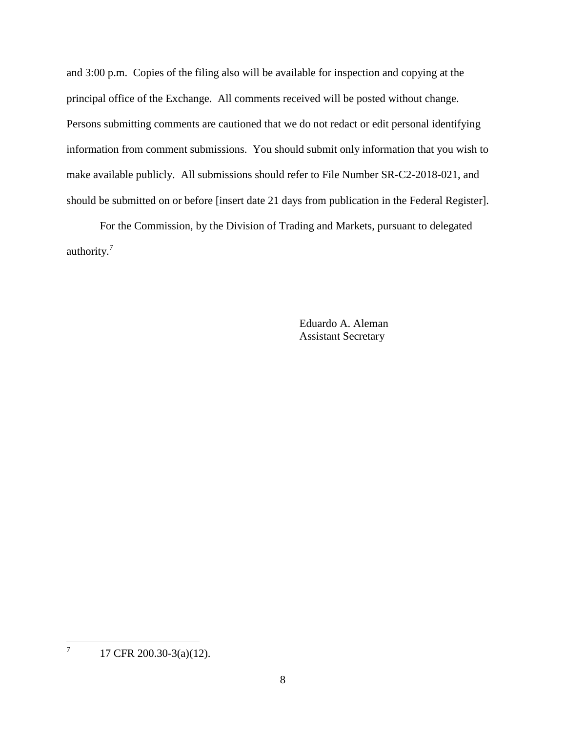and 3:00 p.m. Copies of the filing also will be available for inspection and copying at the principal office of the Exchange. All comments received will be posted without change. Persons submitting comments are cautioned that we do not redact or edit personal identifying information from comment submissions. You should submit only information that you wish to make available publicly. All submissions should refer to File Number SR-C2-2018-021, and should be submitted on or before [insert date 21 days from publication in the Federal Register].

For the Commission, by the Division of Trading and Markets, pursuant to delegated authority.[7]

Eduardo A. Aleman
Assistant Secretary

---

[7] 17 CFR 200.30-3(a)(12).